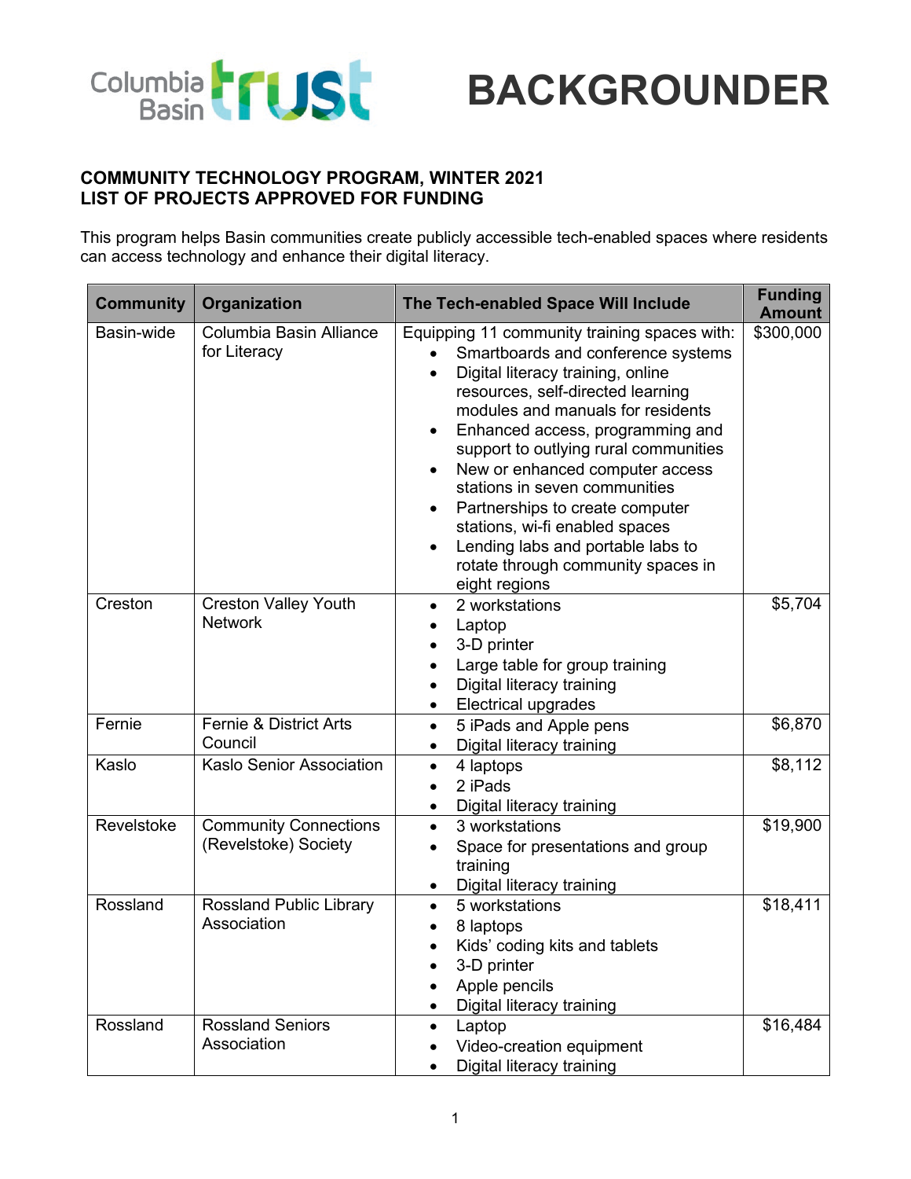Columbia Basin trust

# BACKGROUNDER

## COMMUNITY TECHNOLOGY PROGRAM, WINTER 2021
## LIST OF PROJECTS APPROVED FOR FUNDING

This program helps Basin communities create publicly accessible tech-enabled spaces where residents can access technology and enhance their digital literacy.

| Community | Organization | The Tech-enabled Space Will Include | Funding Amount |
|---|---|---|---|
| Basin-wide | Columbia Basin Alliance for Literacy | Equipping 11 community training spaces with:<br>• Smartboards and conference systems<br>• Digital literacy training, online resources, self-directed learning modules and manuals for residents<br>• Enhanced access, programming and support to outlying rural communities<br>• New or enhanced computer access stations in seven communities<br>• Partnerships to create computer stations, wi-fi enabled spaces<br>• Lending labs and portable labs to rotate through community spaces in eight regions | $300,000 |
| Creston | Creston Valley Youth Network | • 2 workstations<br>• Laptop<br>• 3-D printer<br>• Large table for group training<br>• Digital literacy training<br>• Electrical upgrades | $5,704 |
| Fernie | Fernie & District Arts Council | • 5 iPads and Apple pens<br>• Digital literacy training | $6,870 |
| Kaslo | Kaslo Senior Association | • 4 laptops<br>• 2 iPads<br>• Digital literacy training | $8,112 |
| Revelstoke | Community Connections (Revelstoke) Society | • 3 workstations<br>• Space for presentations and group training<br>• Digital literacy training | $19,900 |
| Rossland | Rossland Public Library Association | • 5 workstations<br>• 8 laptops<br>• Kids' coding kits and tablets<br>• 3-D printer<br>• Apple pencils<br>• Digital literacy training | $18,411 |
| Rossland | Rossland Seniors Association | • Laptop<br>• Video-creation equipment<br>• Digital literacy training | $16,484 |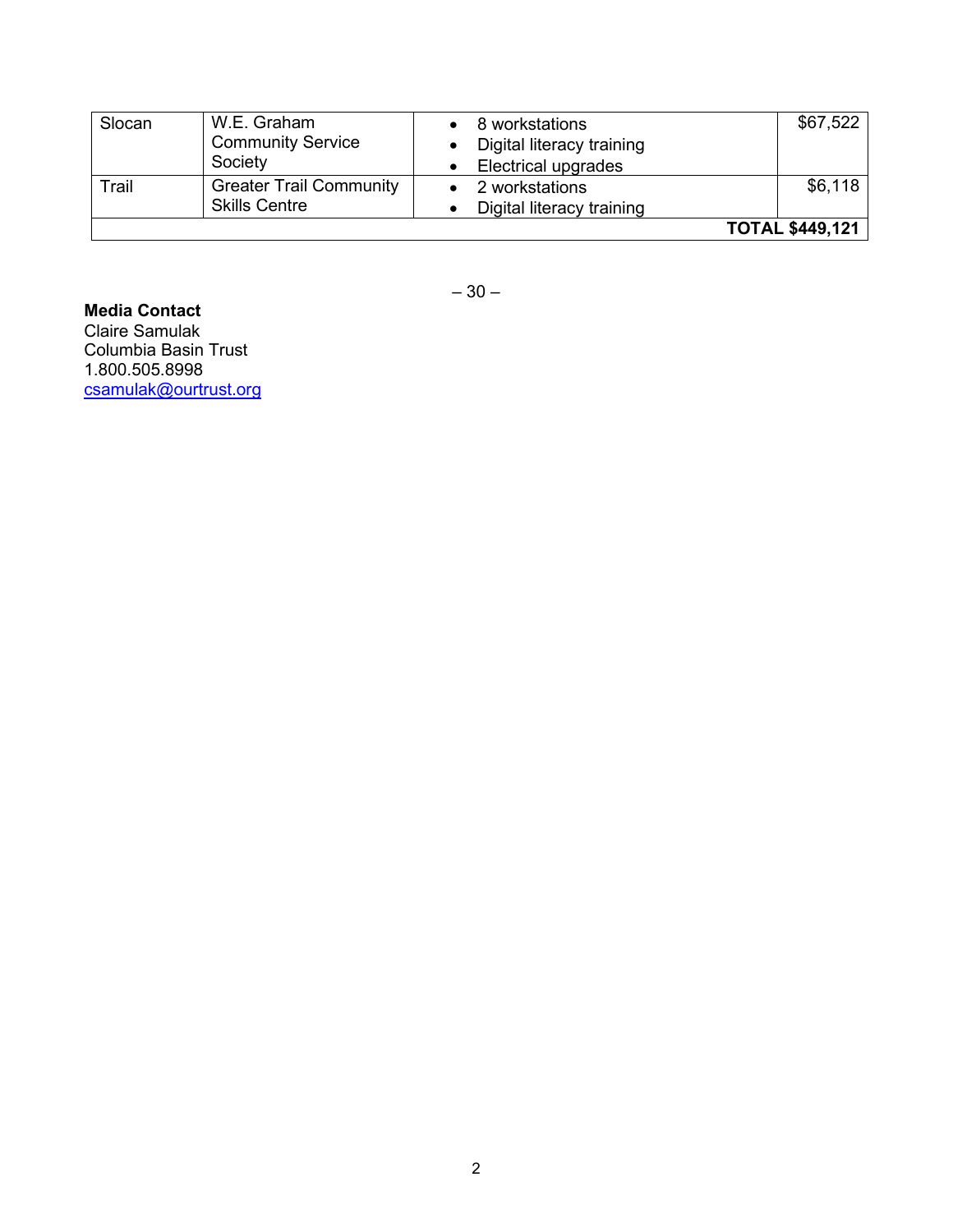| | | | |
|---|---|---|---|
| Slocan | W.E. Graham Community Service Society | • 8 workstations<br>• Digital literacy training<br>• Electrical upgrades | $67,522 |
| Trail | Greater Trail Community Skills Centre | • 2 workstations<br>• Digital literacy training | $6,118 |
| | | | **TOTAL $449,121** |

– 30 –

**Media Contact**
Claire Samulak
Columbia Basin Trust
1.800.505.8998
csamulak@ourtrust.org